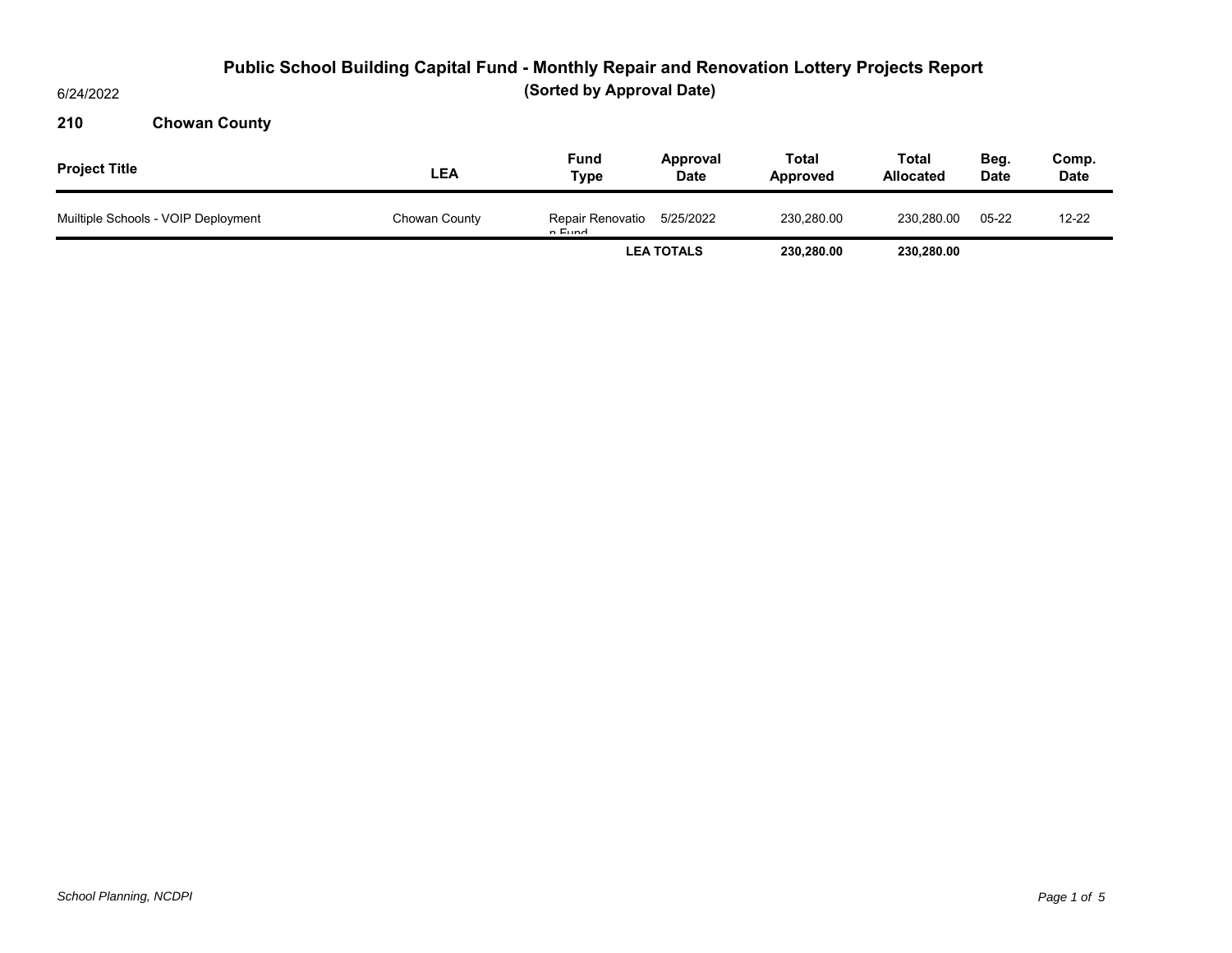# Public School Building Capital Fund - Monthly Repair and Renovation Lottery Projects Report

## (Sorted by Approval Date)

6/24/2022

### 210 Chowan County

| Project Title | LEA | Fund Type | Approval Date | Total Approved | Total Allocated | Beg. Date | Comp. Date |
|---|---|---|---|---|---|---|---|
| Muiltiple Schools - VOIP Deployment | Chowan County | Repair Renovation Fund | 5/25/2022 | 230,280.00 | 230,280.00 | 05-22 | 12-22 |
| | | | **LEA TOTALS** | **230,280.00** | **230,280.00** | | |

*School Planning, NCDPI*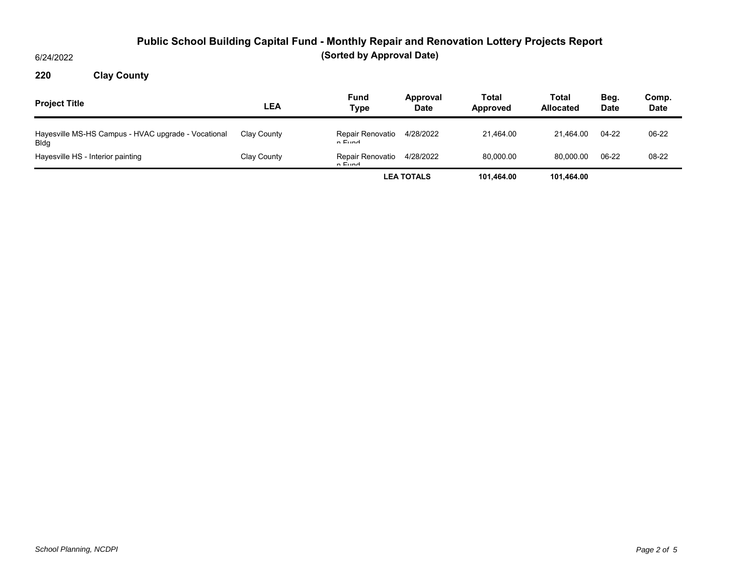# Public School Building Capital Fund - Monthly Repair and Renovation Lottery Projects Report

## (Sorted by Approval Date)

6/24/2022

**220 Clay County**

| Project Title | LEA | Fund Type | Approval Date | Total Approved | Total Allocated | Beg. Date | Comp. Date |
|---|---|---|---|---|---|---|---|
| Hayesville MS-HS Campus - HVAC upgrade - Vocational Bldg | Clay County | Repair Renovation Fund | 4/28/2022 | 21,464.00 | 21,464.00 | 04-22 | 06-22 |
| Hayesville HS - Interior painting | Clay County | Repair Renovation Fund | 4/28/2022 | 80,000.00 | 80,000.00 | 06-22 | 08-22 |
| | | | **LEA TOTALS** | **101,464.00** | **101,464.00** | | |

*School Planning, NCDPI*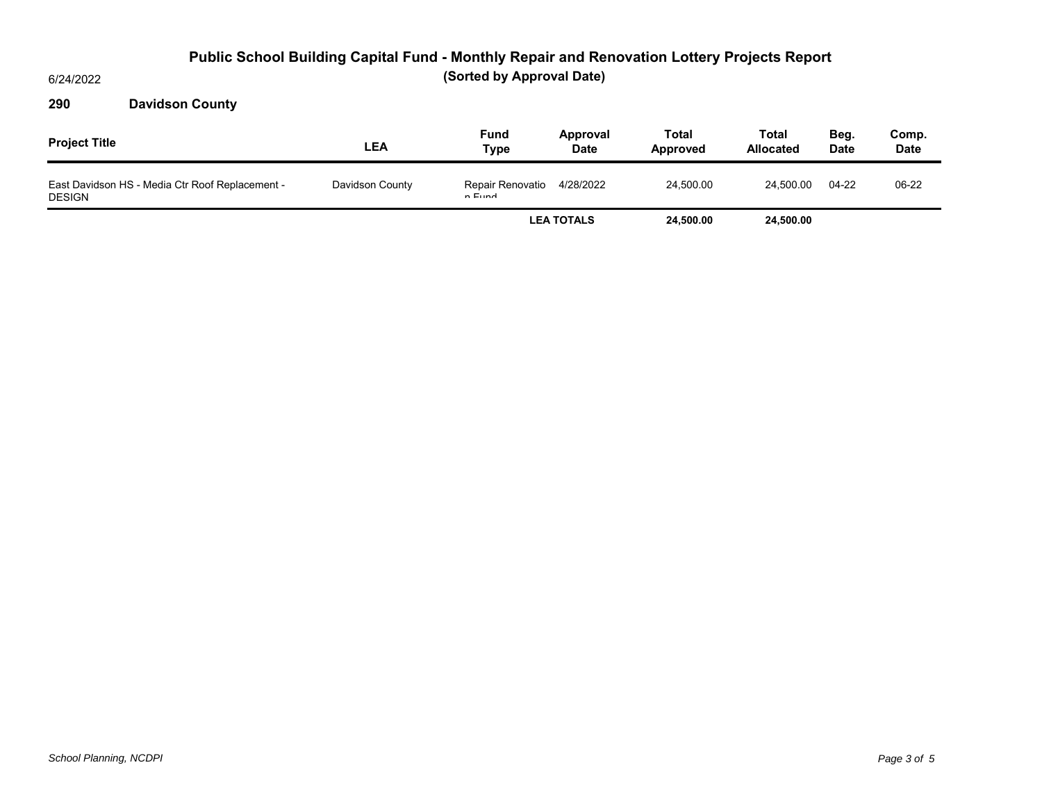# Public School Building Capital Fund - Monthly Repair and Renovation Lottery Projects Report

## (Sorted by Approval Date)

6/24/2022

**290 Davidson County**

| Project Title | LEA | Fund Type | Approval Date | Total Approved | Total Allocated | Beg. Date | Comp. Date |
|---|---|---|---|---|---|---|---|
| East Davidson HS - Media Ctr Roof Replacement - DESIGN | Davidson County | Repair Renovation Fund | 4/28/2022 | 24,500.00 | 24,500.00 | 04-22 | 06-22 |
| | | | **LEA TOTALS** | **24,500.00** | **24,500.00** | | |

*School Planning, NCDPI*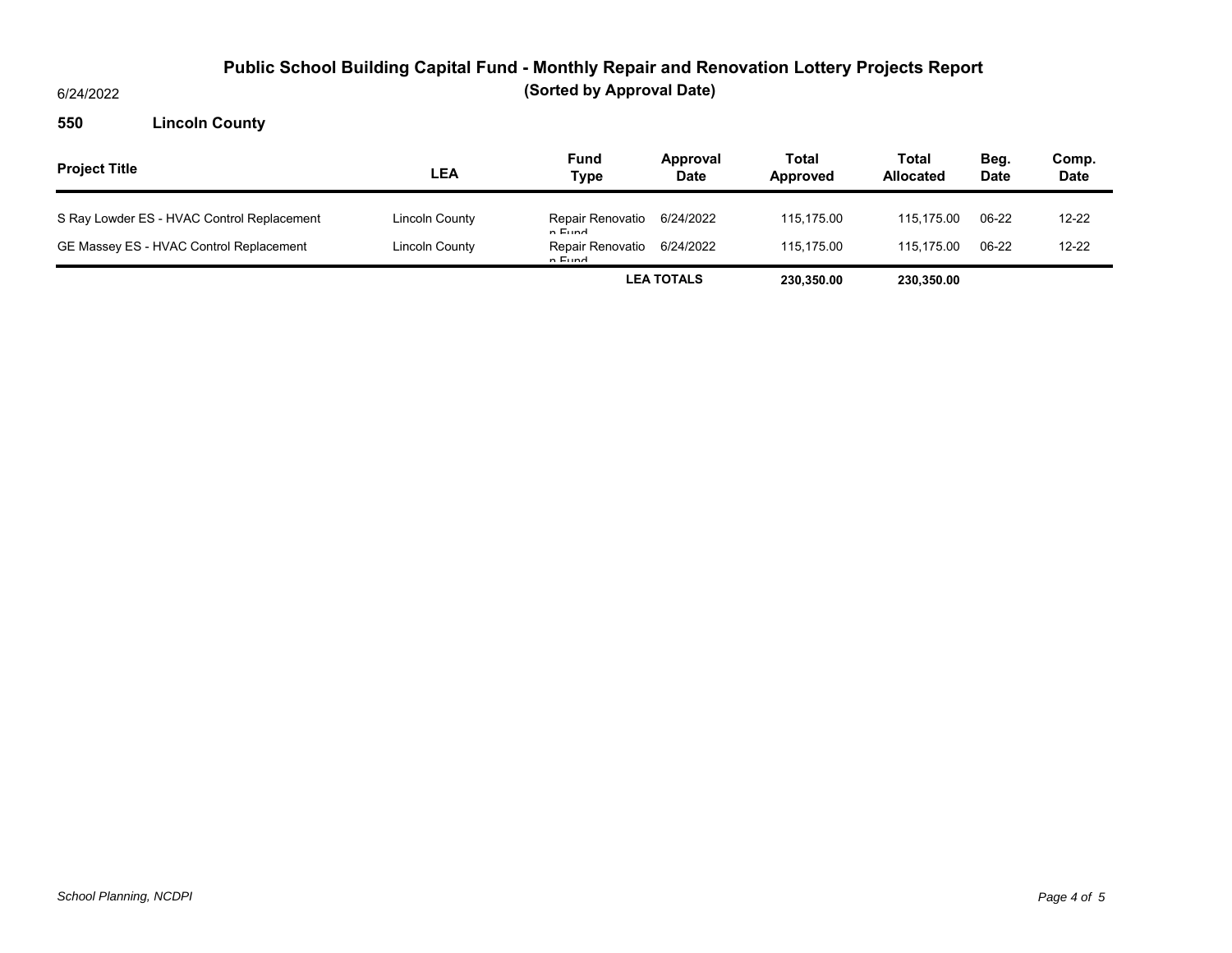# Public School Building Capital Fund - Monthly Repair and Renovation Lottery Projects Report

## (Sorted by Approval Date)

6/24/2022

**550 Lincoln County**

| Project Title | LEA | Fund Type | Approval Date | Total Approved | Total Allocated | Beg. Date | Comp. Date |
|---|---|---|---|---|---|---|---|
| S Ray Lowder ES - HVAC Control Replacement | Lincoln County | Repair Renovation Fund | 6/24/2022 | 115,175.00 | 115,175.00 | 06-22 | 12-22 |
| GE Massey ES - HVAC Control Replacement | Lincoln County | Repair Renovation Fund | 6/24/2022 | 115,175.00 | 115,175.00 | 06-22 | 12-22 |
| | | | **LEA TOTALS** | **230,350.00** | **230,350.00** | | |

*School Planning, NCDPI*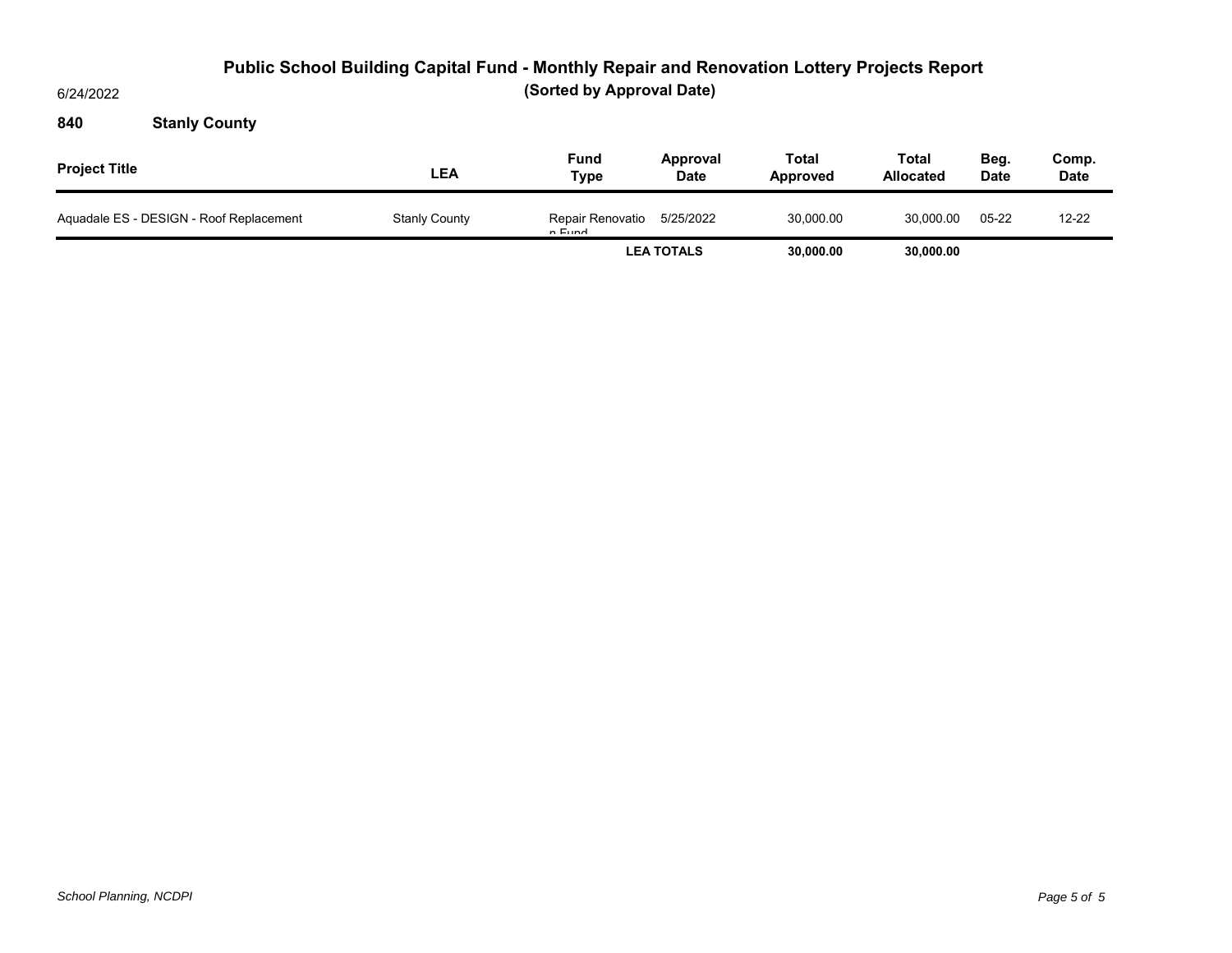# Public School Building Capital Fund - Monthly Repair and Renovation Lottery Projects Report

## (Sorted by Approval Date)

6/24/2022

**840 Stanly County**

| Project Title | LEA | Fund Type | Approval Date | Total Approved | Total Allocated | Beg. Date | Comp. Date |
|---|---|---|---|---|---|---|---|
| Aquadale ES - DESIGN - Roof Replacement | Stanly County | Repair Renovation Fund | 5/25/2022 | 30,000.00 | 30,000.00 | 05-22 | 12-22 |
| | | | **LEA TOTALS** | **30,000.00** | **30,000.00** | | |

*School Planning, NCDPI*